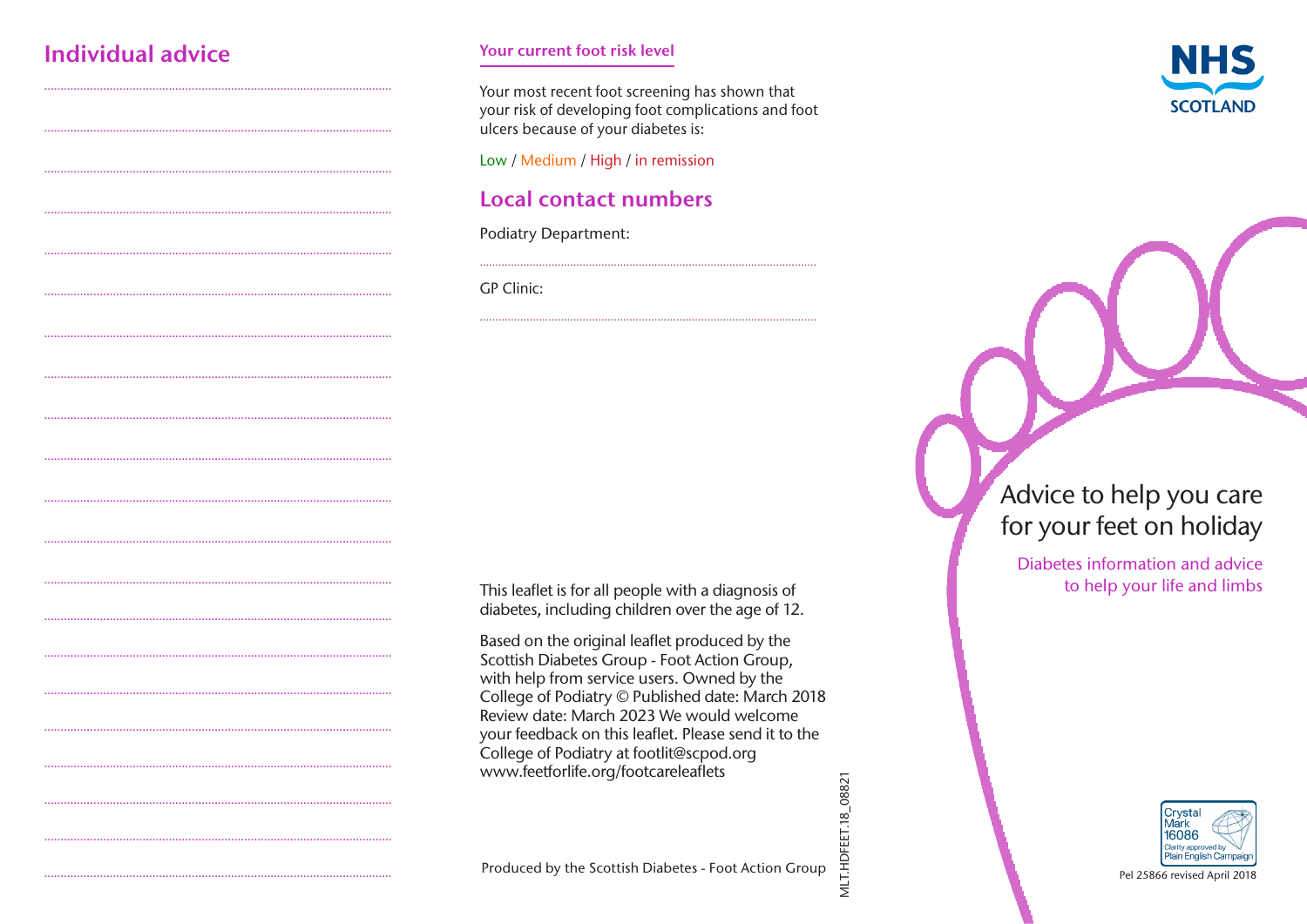## Individual advice

..............................................................................................................

..............................................................................................................

..............................................................................................................

..............................................................................................................

..............................................................................................................

..............................................................................................................

..............................................................................................................

..............................................................................................................

..............................................................................................................

..............................................................................................................

..............................................................................................................

..............................................................................................................

..............................................................................................................

..............................................................................................................

..............................................................................................................

..............................................................................................................

..............................................................................................................

..............................................................................................................

..............................................................................................................

..............................................................................................................

..............................................................................................................

### Your current foot risk level

Your most recent foot screening has shown that your risk of developing foot complications and foot ulcers because of your diabetes is:

Low / Medium / High / in remission

## Local contact numbers

Podiatry Department:

..............................................................................................................

GP Clinic:

..............................................................................................................

This leaflet is for all people with a diagnosis of diabetes, including children over the age of 12.

Based on the original leaflet produced by the Scottish Diabetes Group - Foot Action Group, with help from service users. Owned by the College of Podiatry © Published date: March 2018 Review date: March 2023 We would welcome your feedback on this leaflet. Please send it to the College of Podiatry at footlit@scpod.org www.feetforlife.org/footcareleaflets

Produced by the Scottish Diabetes - Foot Action Group

MLT.HDFEET.18_08821

NHS SCOTLAND

# Advice to help you care for your feet on holiday

Diabetes information and advice to help your life and limbs

Crystal Mark 16086 Clarity approved by Plain English Campaign

Pel 25866 revised April 2018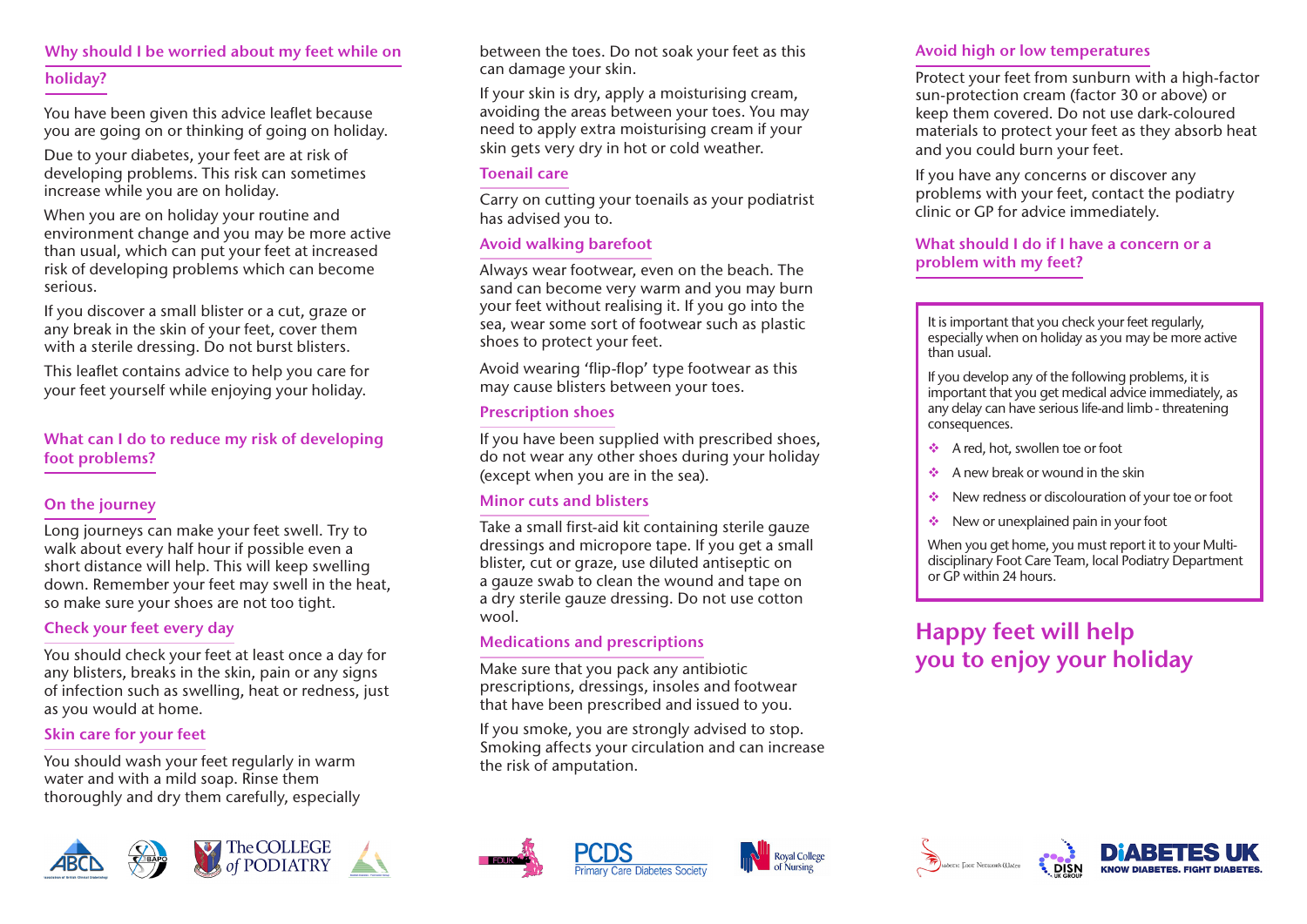## Why should I be worried about my feet while on holiday?

You have been given this advice leaflet because you are going on or thinking of going on holiday.

Due to your diabetes, your feet are at risk of developing problems. This risk can sometimes increase while you are on holiday.

When you are on holiday your routine and environment change and you may be more active than usual, which can put your feet at increased risk of developing problems which can become serious.

If you discover a small blister or a cut, graze or any break in the skin of your feet, cover them with a sterile dressing. Do not burst blisters.

This leaflet contains advice to help you care for your feet yourself while enjoying your holiday.

## What can I do to reduce my risk of developing foot problems?

### On the journey

Long journeys can make your feet swell. Try to walk about every half hour if possible even a short distance will help. This will keep swelling down. Remember your feet may swell in the heat, so make sure your shoes are not too tight.

### Check your feet every day

You should check your feet at least once a day for any blisters, breaks in the skin, pain or any signs of infection such as swelling, heat or redness, just as you would at home.

### Skin care for your feet

You should wash your feet regularly in warm water and with a mild soap. Rinse them thoroughly and dry them carefully, especially between the toes. Do not soak your feet as this can damage your skin.

If your skin is dry, apply a moisturising cream, avoiding the areas between your toes. You may need to apply extra moisturising cream if your skin gets very dry in hot or cold weather.

### Toenail care

Carry on cutting your toenails as your podiatrist has advised you to.

### Avoid walking barefoot

Always wear footwear, even on the beach. The sand can become very warm and you may burn your feet without realising it. If you go into the sea, wear some sort of footwear such as plastic shoes to protect your feet.

Avoid wearing 'flip-flop' type footwear as this may cause blisters between your toes.

### Prescription shoes

If you have been supplied with prescribed shoes, do not wear any other shoes during your holiday (except when you are in the sea).

### Minor cuts and blisters

Take a small first-aid kit containing sterile gauze dressings and micropore tape. If you get a small blister, cut or graze, use diluted antiseptic on a gauze swab to clean the wound and tape on a dry sterile gauze dressing. Do not use cotton wool.

### Medications and prescriptions

Make sure that you pack any antibiotic prescriptions, dressings, insoles and footwear that have been prescribed and issued to you.

If you smoke, you are strongly advised to stop. Smoking affects your circulation and can increase the risk of amputation.

### Avoid high or low temperatures

Protect your feet from sunburn with a high-factor sun-protection cream (factor 30 or above) or keep them covered. Do not use dark-coloured materials to protect your feet as they absorb heat and you could burn your feet.

If you have any concerns or discover any problems with your feet, contact the podiatry clinic or GP for advice immediately.

## What should I do if I have a concern or a problem with my feet?

It is important that you check your feet regularly, especially when on holiday as you may be more active than usual.

If you develop any of the following problems, it is important that you get medical advice immediately, as any delay can have serious life-and limb - threatening consequences.

- A red, hot, swollen toe or foot
- A new break or wound in the skin
- New redness or discolouration of your toe or foot
- New or unexplained pain in your foot

When you get home, you must report it to your Multi-disciplinary Foot Care Team, local Podiatry Department or GP within 24 hours.

## Happy feet will help you to enjoy your holiday

ABCD BAPO The COLLEGE of PODIATRY FDUK PCDS Primary Care Diabetes Society Royal College of Nursing Diabetic Foot Network Wales DISN UK GROUP DIABETES UK KNOW DIABETES. FIGHT DIABETES.